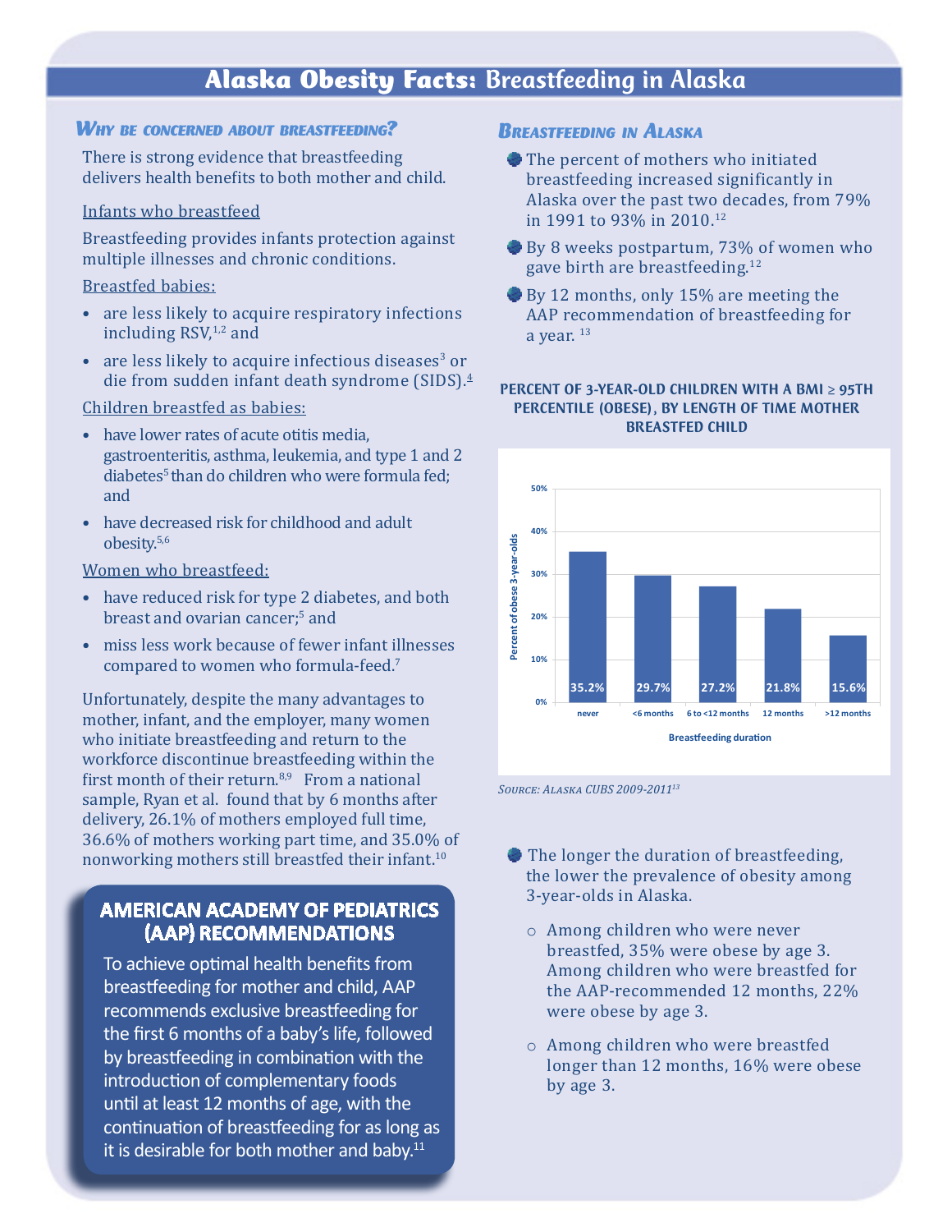# Alaska Obesity Facts: Breastfeeding in Alaska

## *Why be concerned about breastfeeding?*

There is strong evidence that breastfeeding delivers health benefits to both mother and child.

Infants who breastfeed

Breastfeeding provides infants protection against multiple illnesses and chronic conditions.

Breastfed babies:

- are less likely to acquire respiratory infections including RSV,[1,2] and
- are less likely to acquire infectious diseases[3] or die from sudden infant death syndrome (SIDS).[4]

Children breastfed as babies:

- have lower rates of acute otitis media, gastroenteritis, asthma, leukemia, and type 1 and 2 diabetes[5] than do children who were formula fed; and
- have decreased risk for childhood and adult obesity.[5,6]

Women who breastfeed:

- have reduced risk for type 2 diabetes, and both breast and ovarian cancer;[5] and
- miss less work because of fewer infant illnesses compared to women who formula-feed.[7]

Unfortunately, despite the many advantages to mother, infant, and the employer, many women who initiate breastfeeding and return to the workforce discontinue breastfeeding within the first month of their return.[8,9] From a national sample, Ryan et al. found that by 6 months after delivery, 26.1% of mothers employed full time, 36.6% of mothers working part time, and 35.0% of nonworking mothers still breastfed their infant.[10]

### American Academy of Pediatrics (AAP) Recommendations

To achieve optimal health benefits from breastfeeding for mother and child, AAP recommends exclusive breastfeeding for the first 6 months of a baby's life, followed by breastfeeding in combination with the introduction of complementary foods until at least 12 months of age, with the continuation of breastfeeding for as long as it is desirable for both mother and baby.[11]

## *Breastfeeding in Alaska*

- The percent of mothers who initiated breastfeeding increased significantly in Alaska over the past two decades, from 79% in 1991 to 93% in 2010.[12]
- By 8 weeks postpartum, 73% of women who gave birth are breastfeeding.[12]
- By 12 months, only 15% are meeting the AAP recommendation of breastfeeding for a year.[13]

**Percent of 3-year-old children with a BMI ≥ 95th percentile (obese), by length of time mother breastfed child**

| Breastfeeding duration | Percent of obese 3-year-olds |
|---|---|
| never | 35.2% |
| <6 months | 29.7% |
| 6 to <12 months | 27.2% |
| 12 months | 21.8% |
| >12 months | 15.6% |

*Source: Alaska CUBS 2009-2011*[13]

- The longer the duration of breastfeeding, the lower the prevalence of obesity among 3-year-olds in Alaska.
  - Among children who were never breastfed, 35% were obese by age 3. Among children who were breastfed for the AAP-recommended 12 months, 22% were obese by age 3.
  - Among children who were breastfed longer than 12 months, 16% were obese by age 3.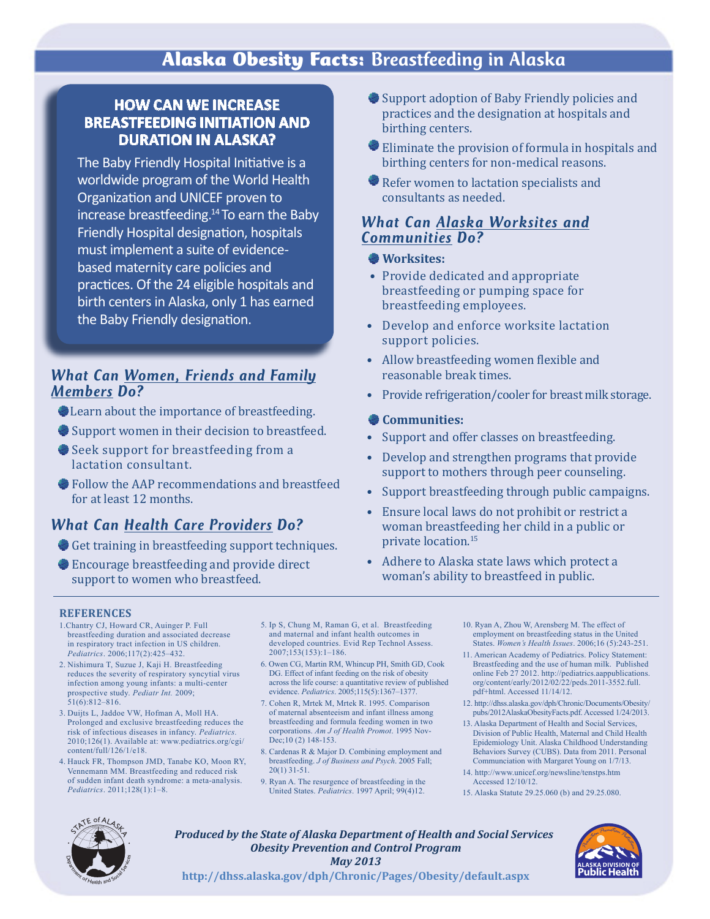# Alaska Obesity Facts: Breastfeeding in Alaska

## HOW CAN WE INCREASE BREASTFEEDING INITIATION AND DURATION IN ALASKA?

The Baby Friendly Hospital Initiative is a worldwide program of the World Health Organization and UNICEF proven to increase breastfeeding.[14] To earn the Baby Friendly Hospital designation, hospitals must implement a suite of evidence-based maternity care policies and practices. Of the 24 eligible hospitals and birth centers in Alaska, only 1 has earned the Baby Friendly designation.

### *What Can Women, Friends and Family Members Do?*

- Learn about the importance of breastfeeding.
- Support women in their decision to breastfeed.
- Seek support for breastfeeding from a lactation consultant.
- Follow the AAP recommendations and breastfeed for at least 12 months.

### *What Can Health Care Providers Do?*

- Get training in breastfeeding support techniques.
- Encourage breastfeeding and provide direct support to women who breastfeed.
- Support adoption of Baby Friendly policies and practices and the designation at hospitals and birthing centers.
- Eliminate the provision of formula in hospitals and birthing centers for non-medical reasons.
- Refer women to lactation specialists and consultants as needed.

### *What Can Alaska Worksites and Communities Do?*

**Worksites:**

- Provide dedicated and appropriate breastfeeding or pumping space for breastfeeding employees.
- Develop and enforce worksite lactation support policies.
- Allow breastfeeding women flexible and reasonable break times.
- Provide refrigeration/cooler for breast milk storage.

**Communities:**

- Support and offer classes on breastfeeding.
- Develop and strengthen programs that provide support to mothers through peer counseling.
- Support breastfeeding through public campaigns.
- Ensure local laws do not prohibit or restrict a woman breastfeeding her child in a public or private location.[15]
- Adhere to Alaska state laws which protect a woman's ability to breastfeed in public.

## REFERENCES

1. Chantry CJ, Howard CR, Auinger P. Full breastfeeding duration and associated decrease in respiratory tract infection in US children. *Pediatrics*. 2006;117(2):425–432.
2. Nishimura T, Suzue J, Kaji H. Breastfeeding reduces the severity of respiratory syncytial virus infection among young infants: a multi-center prospective study. *Pediatr Int.* 2009; 51(6):812–816.
3. Duijts L, Jaddoe VW, Hofman A, Moll HA. Prolonged and exclusive breastfeeding reduces the risk of infectious diseases in infancy. *Pediatrics*. 2010;126(1). Available at: www.pediatrics.org/cgi/content/full/126/1/e18.
4. Hauck FR, Thompson JMD, Tanabe KO, Moon RY, Vennemann MM. Breastfeeding and reduced risk of sudden infant death syndrome: a meta-analysis. *Pediatrics*. 2011;128(1):1–8.
5. Ip S, Chung M, Raman G, et al. Breastfeeding and maternal and infant health outcomes in developed countries. Evid Rep Technol Assess. 2007;153(153):1–186.
6. Owen CG, Martin RM, Whincup PH, Smith GD, Cook DG. Effect of infant feeding on the risk of obesity across the life course: a quantitative review of published evidence. *Pediatrics*. 2005;115(5):1367–1377.
7. Cohen R, Mrtek M, Mrtek R. 1995. Comparison of maternal absenteeism and infant illness among breastfeeding and formula feeding women in two corporations. *Am J of Health Promot*. 1995 Nov-Dec;10 (2) 148-153.
8. Cardenas R & Major D. Combining employment and breastfeeding. *J of Business and Psych*. 2005 Fall; 20(1) 31-51.
9. Ryan A. The resurgence of breastfeeding in the United States. *Pediatrics*. 1997 April; 99(4)12.
10. Ryan A, Zhou W, Arensberg M. The effect of employment on breastfeeding status in the United States. *Women's Health Issues*. 2006;16 (5):243-251.
11. American Academy of Pediatrics. Policy Statement: Breastfeeding and the use of human milk. Published online Feb 27 2012. http://pediatrics.aappublications.org/content/early/2012/02/22/peds.2011-3552.full.pdf+html. Accessed 11/14/12.
12. http://dhss.alaska.gov/dph/Chronic/Documents/Obesity/pubs/2012AlaskaObesityFacts.pdf. Accessed 1/24/2013.
13. Alaska Department of Health and Social Services, Division of Public Health, Maternal and Child Health Epidemiology Unit. Alaska Childhood Understanding Behaviors Survey (CUBS). Data from 2011. Personal Communciation with Margaret Young on 1/7/13.
14. http://www.unicef.org/newsline/tenstps.htm Accessed 12/10/12.
15. Alaska Statute 29.25.060 (b) and 29.25.080.

***Produced by the State of Alaska Department of Health and Social Services***
***Obesity Prevention and Control Program***
***May 2013***

**http://dhss.alaska.gov/dph/Chronic/Pages/Obesity/default.aspx**